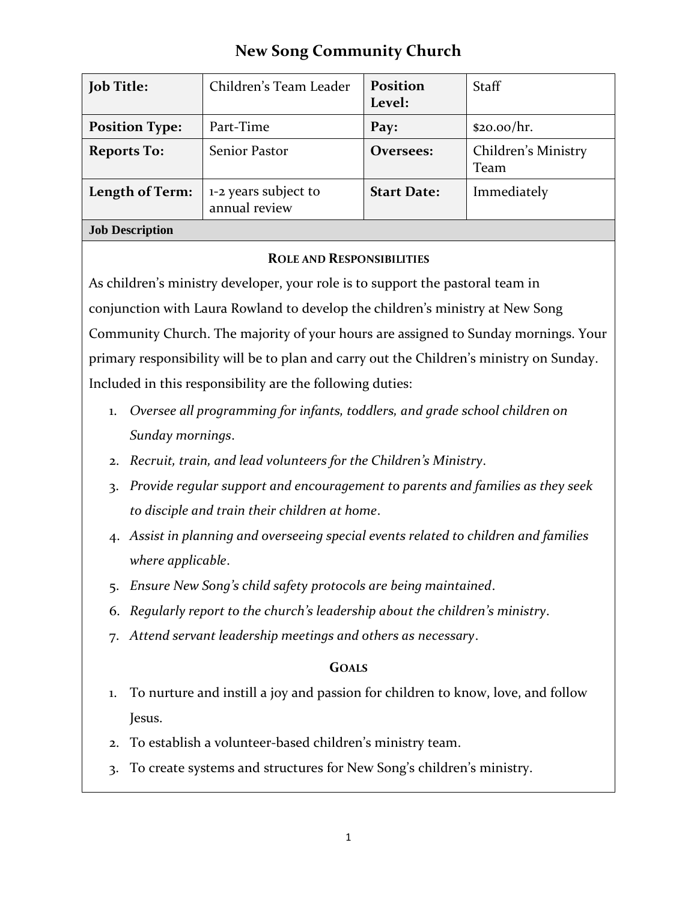# New Song Community Church

| **Job Title:** | Children's Team Leader | **Position Level:** | Staff |
|---|---|---|---|
| **Position Type:** | Part-Time | **Pay:** | $20.00/hr. |
| **Reports To:** | Senior Pastor | **Oversees:** | Children's Ministry Team |
| **Length of Term:** | 1-2 years subject to annual review | **Start Date:** | Immediately |

**Job Description**

### ROLE AND RESPONSIBILITIES

As children's ministry developer, your role is to support the pastoral team in conjunction with Laura Rowland to develop the children's ministry at New Song Community Church. The majority of your hours are assigned to Sunday mornings. Your primary responsibility will be to plan and carry out the Children's ministry on Sunday. Included in this responsibility are the following duties:

1. *Oversee all programming for infants, toddlers, and grade school children on Sunday mornings*.
2. *Recruit, train, and lead volunteers for the Children's Ministry*.
3. *Provide regular support and encouragement to parents and families as they seek to disciple and train their children at home*.
4. *Assist in planning and overseeing special events related to children and families where applicable*.
5. *Ensure New Song's child safety protocols are being maintained*.
6. *Regularly report to the church's leadership about the children's ministry*.
7. *Attend servant leadership meetings and others as necessary*.

### GOALS

1. To nurture and instill a joy and passion for children to know, love, and follow Jesus.
2. To establish a volunteer-based children's ministry team.
3. To create systems and structures for New Song's children's ministry.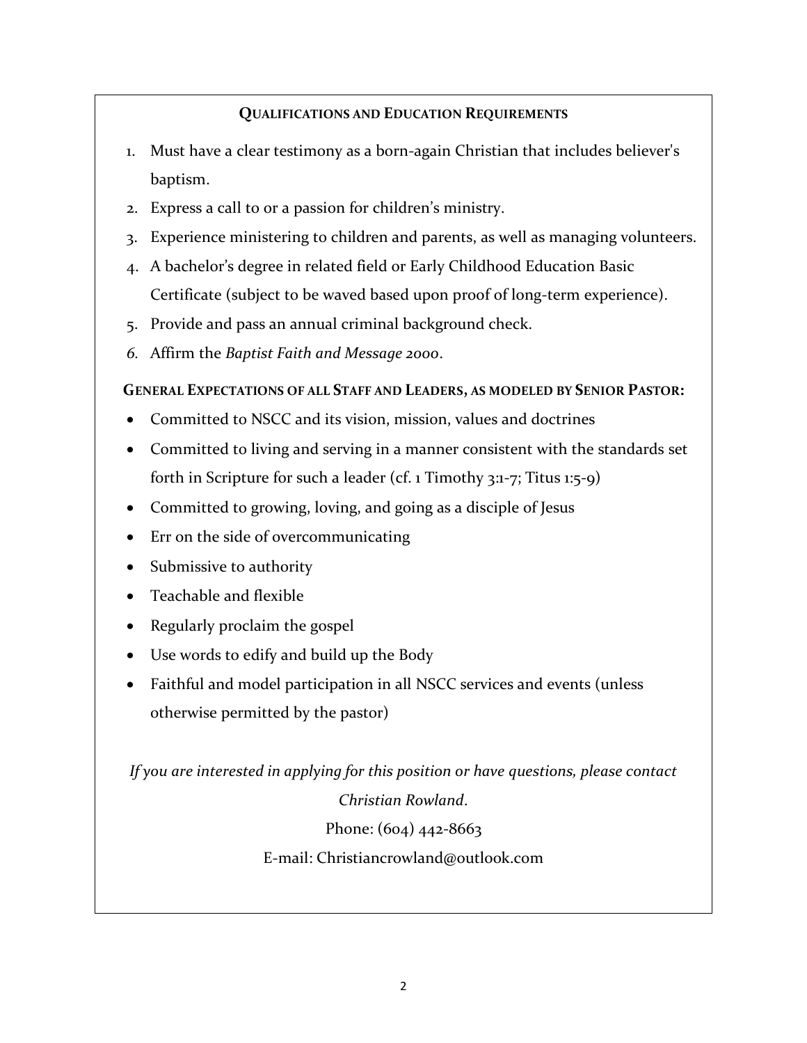## Qualifications and Education Requirements

1. Must have a clear testimony as a born-again Christian that includes believer's baptism.
2. Express a call to or a passion for children's ministry.
3. Experience ministering to children and parents, as well as managing volunteers.
4. A bachelor's degree in related field or Early Childhood Education Basic Certificate (subject to be waved based upon proof of long-term experience).
5. Provide and pass an annual criminal background check.
6. Affirm the *Baptist Faith and Message 2000*.

## General Expectations of all Staff and Leaders, as modeled by Senior Pastor:

- Committed to NSCC and its vision, mission, values and doctrines
- Committed to living and serving in a manner consistent with the standards set forth in Scripture for such a leader (cf. 1 Timothy 3:1-7; Titus 1:5-9)
- Committed to growing, loving, and going as a disciple of Jesus
- Err on the side of overcommunicating
- Submissive to authority
- Teachable and flexible
- Regularly proclaim the gospel
- Use words to edify and build up the Body
- Faithful and model participation in all NSCC services and events (unless otherwise permitted by the pastor)

*If you are interested in applying for this position or have questions, please contact Christian Rowland.*

Phone: (604) 442-8663

E-mail: Christiancrowland@outlook.com